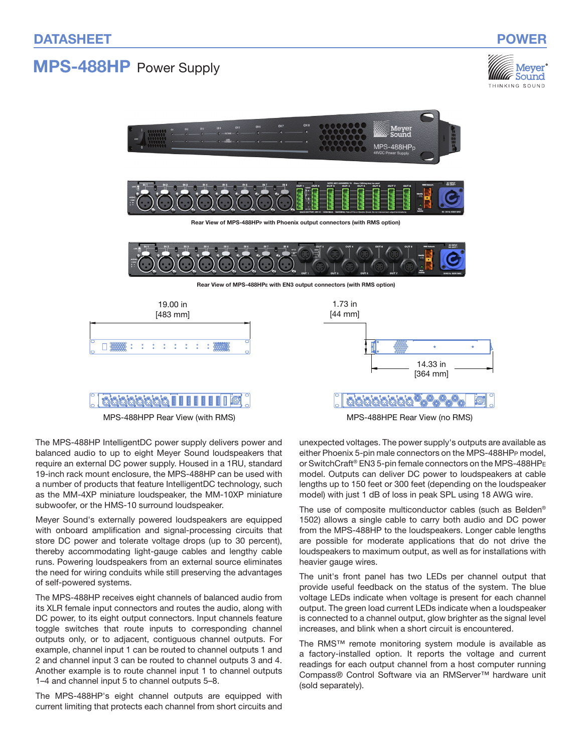DATASHEET

POWER

# MPS-488HP Power Supply

Rear View of MPS-488HPP with Phoenix output connectors (with RMS option)

Rear View of MPS-488HPE with EN3 output connectors (with RMS option)

19.00 in [483 mm]

1.73 in [44 mm]

14.33 in [364 mm]

MPS-488HPP Rear View (with RMS)

MPS-488HPE Rear View (no RMS)

The MPS-488HP IntelligentDC power supply delivers power and balanced audio to up to eight Meyer Sound loudspeakers that require an external DC power supply. Housed in a 1RU, standard 19-inch rack mount enclosure, the MPS-488HP can be used with a number of products that feature IntelligentDC technology, such as the MM-4XP miniature loudspeaker, the MM-10XP miniature subwoofer, or the HMS-10 surround loudspeaker.

Meyer Sound's externally powered loudspeakers are equipped with onboard amplification and signal-processing circuits that store DC power and tolerate voltage drops (up to 30 percent), thereby accommodating light-gauge cables and lengthy cable runs. Powering loudspeakers from an external source eliminates the need for wiring conduits while still preserving the advantages of self-powered systems.

The MPS-488HP receives eight channels of balanced audio from its XLR female input connectors and routes the audio, along with DC power, to its eight output connectors. Input channels feature toggle switches that route inputs to corresponding channel outputs only, or to adjacent, contiguous channel outputs. For example, channel input 1 can be routed to channel outputs 1 and 2 and channel input 3 can be routed to channel outputs 3 and 4. Another example is to route channel input 1 to channel outputs 1–4 and channel input 5 to channel outputs 5–8.

The MPS-488HP's eight channel outputs are equipped with current limiting that protects each channel from short circuits and unexpected voltages. The power supply's outputs are available as either Phoenix 5-pin male connectors on the MPS-488HPP model, or SwitchCraft® EN3 5-pin female connectors on the MPS-488HPE model. Outputs can deliver DC power to loudspeakers at cable lengths up to 150 feet or 300 feet (depending on the loudspeaker model) with just 1 dB of loss in peak SPL using 18 AWG wire.

The use of composite multiconductor cables (such as Belden® 1502) allows a single cable to carry both audio and DC power from the MPS-488HP to the loudspeakers. Longer cable lengths are possible for moderate applications that do not drive the loudspeakers to maximum output, as well as for installations with heavier gauge wires.

The unit's front panel has two LEDs per channel output that provide useful feedback on the status of the system. The blue voltage LEDs indicate when voltage is present for each channel output. The green load current LEDs indicate when a loudspeaker is connected to a channel output, glow brighter as the signal level increases, and blink when a short circuit is encountered.

The RMS™ remote monitoring system module is available as a factory-installed option. It reports the voltage and current readings for each output channel from a host computer running Compass® Control Software via an RMServer™ hardware unit (sold separately).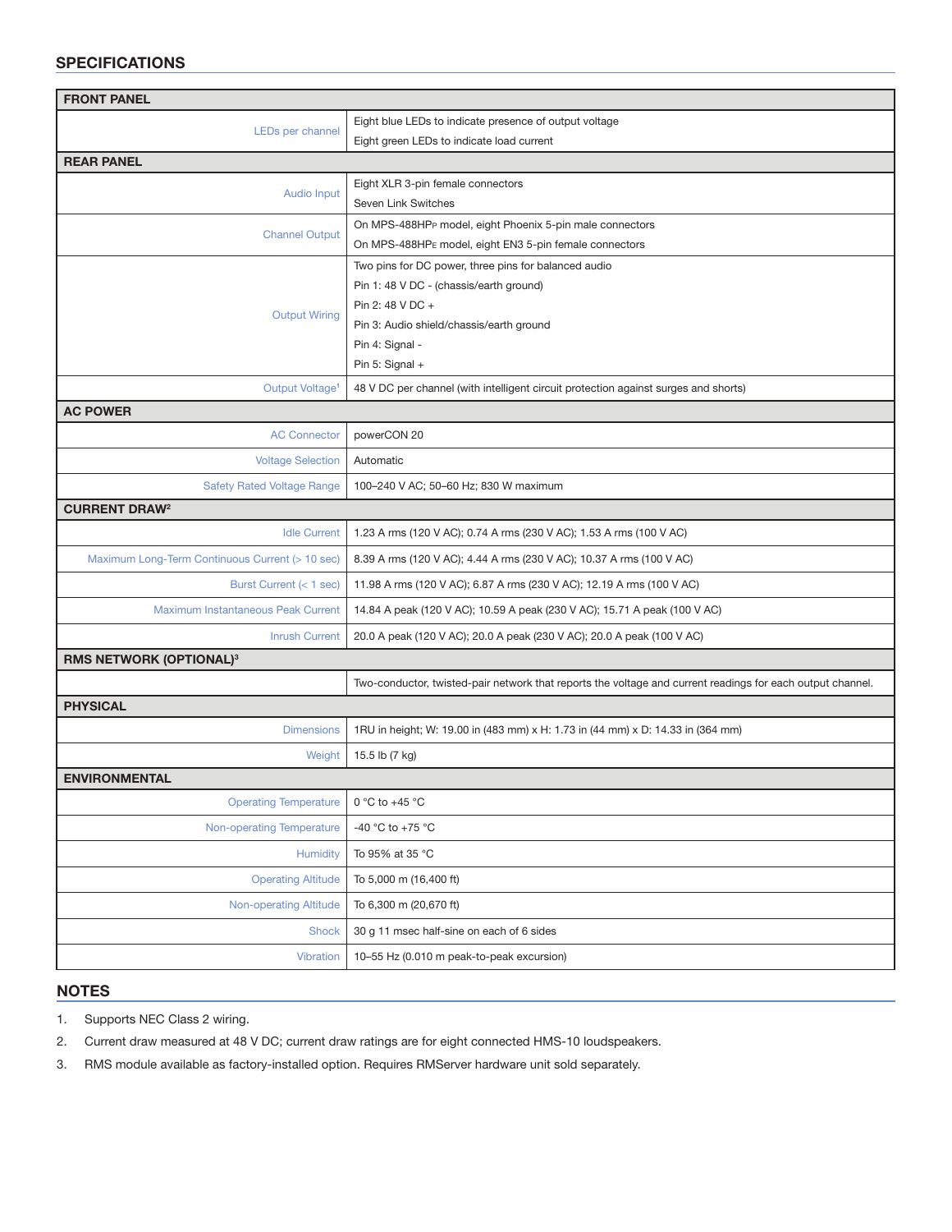## SPECIFICATIONS

| FRONT PANEL | |
|---|---|
| LEDs per channel | Eight blue LEDs to indicate presence of output voltage<br>Eight green LEDs to indicate load current |
| **REAR PANEL** | |
| Audio Input | Eight XLR 3-pin female connectors<br>Seven Link Switches |
| Channel Output | On MPS-488HPP model, eight Phoenix 5-pin male connectors<br>On MPS-488HPE model, eight EN3 5-pin female connectors |
| Output Wiring | Two pins for DC power, three pins for balanced audio<br>Pin 1: 48 V DC - (chassis/earth ground)<br>Pin 2: 48 V DC +<br>Pin 3: Audio shield/chassis/earth ground<br>Pin 4: Signal -<br>Pin 5: Signal + |
| Output Voltage[1] | 48 V DC per channel (with intelligent circuit protection against surges and shorts) |
| **AC POWER** | |
| AC Connector | powerCON 20 |
| Voltage Selection | Automatic |
| Safety Rated Voltage Range | 100–240 V AC; 50–60 Hz; 830 W maximum |
| **CURRENT DRAW[2]** | |
| Idle Current | 1.23 A rms (120 V AC); 0.74 A rms (230 V AC); 1.53 A rms (100 V AC) |
| Maximum Long-Term Continuous Current (> 10 sec) | 8.39 A rms (120 V AC); 4.44 A rms (230 V AC); 10.37 A rms (100 V AC) |
| Burst Current (< 1 sec) | 11.98 A rms (120 V AC); 6.87 A rms (230 V AC); 12.19 A rms (100 V AC) |
| Maximum Instantaneous Peak Current | 14.84 A peak (120 V AC); 10.59 A peak (230 V AC); 15.71 A peak (100 V AC) |
| Inrush Current | 20.0 A peak (120 V AC); 20.0 A peak (230 V AC); 20.0 A peak (100 V AC) |
| **RMS NETWORK (OPTIONAL)[3]** | |
| | Two-conductor, twisted-pair network that reports the voltage and current readings for each output channel. |
| **PHYSICAL** | |
| Dimensions | 1RU in height; W: 19.00 in (483 mm) x H: 1.73 in (44 mm) x D: 14.33 in (364 mm) |
| Weight | 15.5 lb (7 kg) |
| **ENVIRONMENTAL** | |
| Operating Temperature | 0 °C to +45 °C |
| Non-operating Temperature | -40 °C to +75 °C |
| Humidity | To 95% at 35 °C |
| Operating Altitude | To 5,000 m (16,400 ft) |
| Non-operating Altitude | To 6,300 m (20,670 ft) |
| Shock | 30 g 11 msec half-sine on each of 6 sides |
| Vibration | 10–55 Hz (0.010 m peak-to-peak excursion) |

## NOTES

1. Supports NEC Class 2 wiring.
2. Current draw measured at 48 V DC; current draw ratings are for eight connected HMS-10 loudspeakers.
3. RMS module available as factory-installed option. Requires RMServer hardware unit sold separately.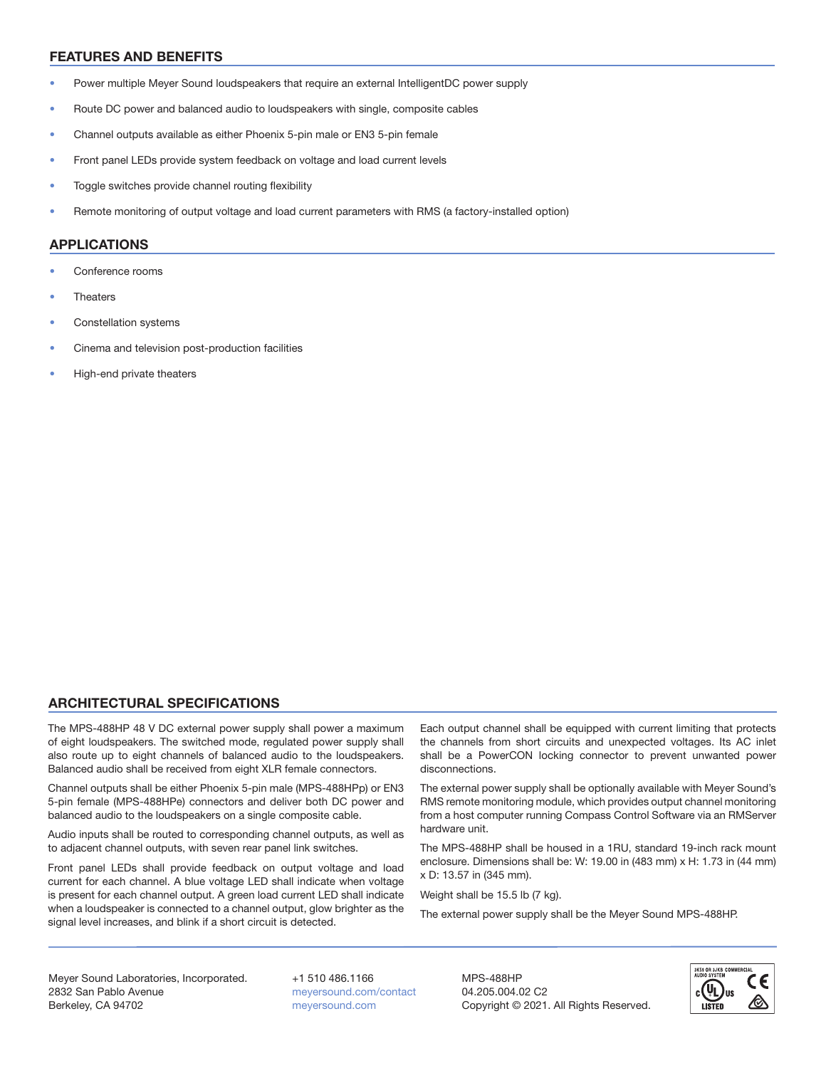## FEATURES AND BENEFITS

- Power multiple Meyer Sound loudspeakers that require an external IntelligentDC power supply
- Route DC power and balanced audio to loudspeakers with single, composite cables
- Channel outputs available as either Phoenix 5-pin male or EN3 5-pin female
- Front panel LEDs provide system feedback on voltage and load current levels
- Toggle switches provide channel routing flexibility
- Remote monitoring of output voltage and load current parameters with RMS (a factory-installed option)

## APPLICATIONS

- Conference rooms
- Theaters
- Constellation systems
- Cinema and television post-production facilities
- High-end private theaters

## ARCHITECTURAL SPECIFICATIONS

The MPS-488HP 48 V DC external power supply shall power a maximum of eight loudspeakers. The switched mode, regulated power supply shall also route up to eight channels of balanced audio to the loudspeakers. Balanced audio shall be received from eight XLR female connectors.

Channel outputs shall be either Phoenix 5-pin male (MPS-488HPp) or EN3 5-pin female (MPS-488HPe) connectors and deliver both DC power and balanced audio to the loudspeakers on a single composite cable.

Audio inputs shall be routed to corresponding channel outputs, as well as to adjacent channel outputs, with seven rear panel link switches.

Front panel LEDs shall provide feedback on output voltage and load current for each channel. A blue voltage LED shall indicate when voltage is present for each channel output. A green load current LED shall indicate when a loudspeaker is connected to a channel output, glow brighter as the signal level increases, and blink if a short circuit is detected.

Each output channel shall be equipped with current limiting that protects the channels from short circuits and unexpected voltages. Its AC inlet shall be a PowerCON locking connector to prevent unwanted power disconnections.

The external power supply shall be optionally available with Meyer Sound's RMS remote monitoring module, which provides output channel monitoring from a host computer running Compass Control Software via an RMServer hardware unit.

The MPS-488HP shall be housed in a 1RU, standard 19-inch rack mount enclosure. Dimensions shall be: W: 19.00 in (483 mm) x H: 1.73 in (44 mm) x D: 13.57 in (345 mm).

Weight shall be 15.5 lb (7 kg).

The external power supply shall be the Meyer Sound MPS-488HP.

Meyer Sound Laboratories, Incorporated.
2832 San Pablo Avenue
Berkeley, CA 94702

+1 510 486.1166
meyersound.com/contact
meyersound.com

MPS-488HP
04.205.004.02 C2
Copyright © 2021. All Rights Reserved.

3K59 OR 3JKB COMMERCIAL AUDIO SYSTEM
c UL us LISTED
CE